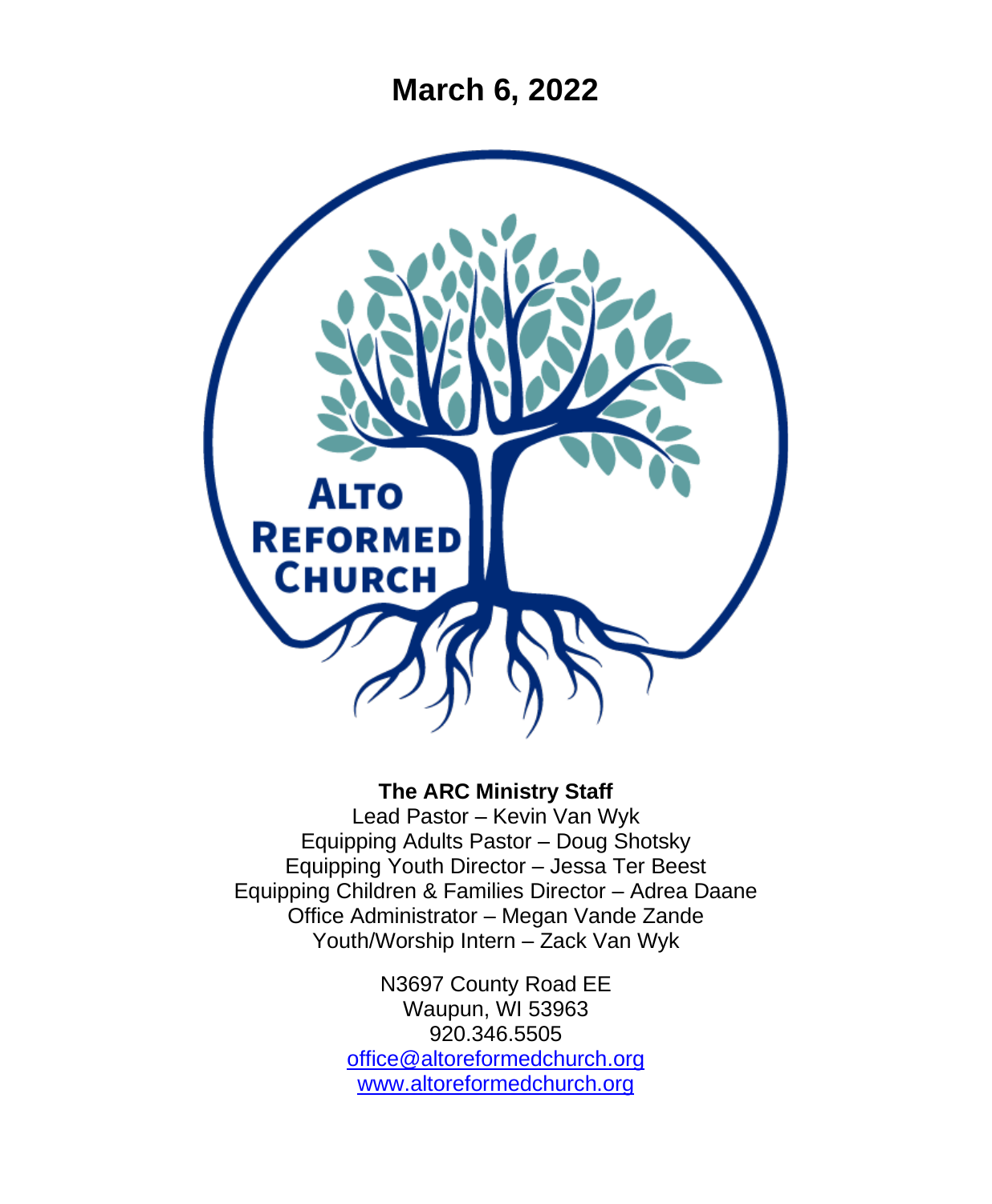# March 6, 2022

ALTO REFORMED CHURCH

**The ARC Ministry Staff**

Lead Pastor – Kevin Van Wyk
Equipping Adults Pastor – Doug Shotsky
Equipping Youth Director – Jessa Ter Beest
Equipping Children & Families Director – Adrea Daane
Office Administrator – Megan Vande Zande
Youth/Worship Intern – Zack Van Wyk

N3697 County Road EE
Waupun, WI 53963
920.346.5505
office@altoreformedchurch.org
www.altoreformedchurch.org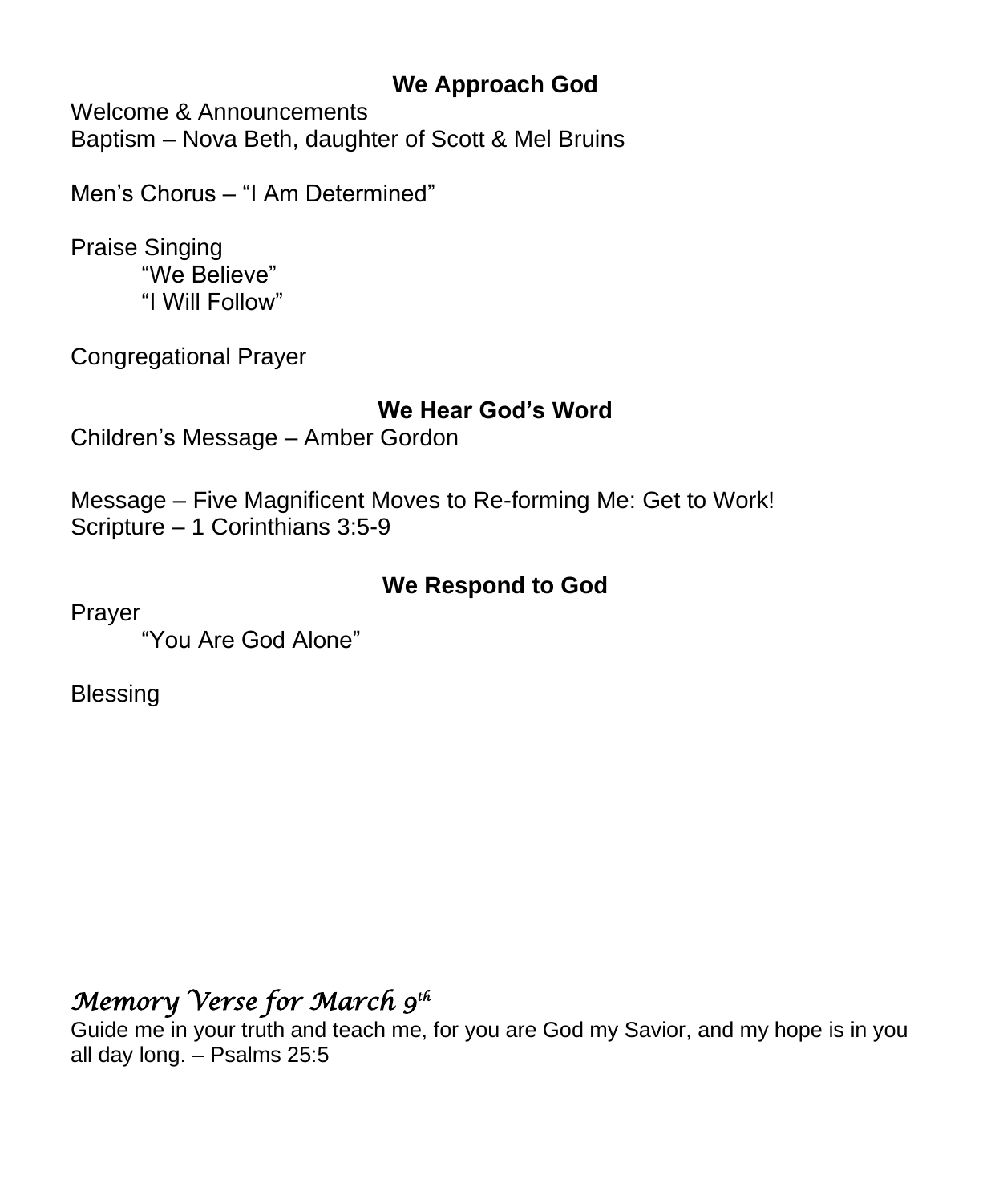## We Approach God

Welcome & Announcements
Baptism – Nova Beth, daughter of Scott & Mel Bruins

Men's Chorus – "I Am Determined"

Praise Singing
"We Believe"
"I Will Follow"

Congregational Prayer

## We Hear God's Word

Children's Message – Amber Gordon

Message – Five Magnificent Moves to Re-forming Me: Get to Work!
Scripture – 1 Corinthians 3:5-9

## We Respond to God

Prayer
"You Are God Alone"

Blessing

### *Memory Verse for March 9th*

Guide me in your truth and teach me, for you are God my Savior, and my hope is in you all day long. – Psalms 25:5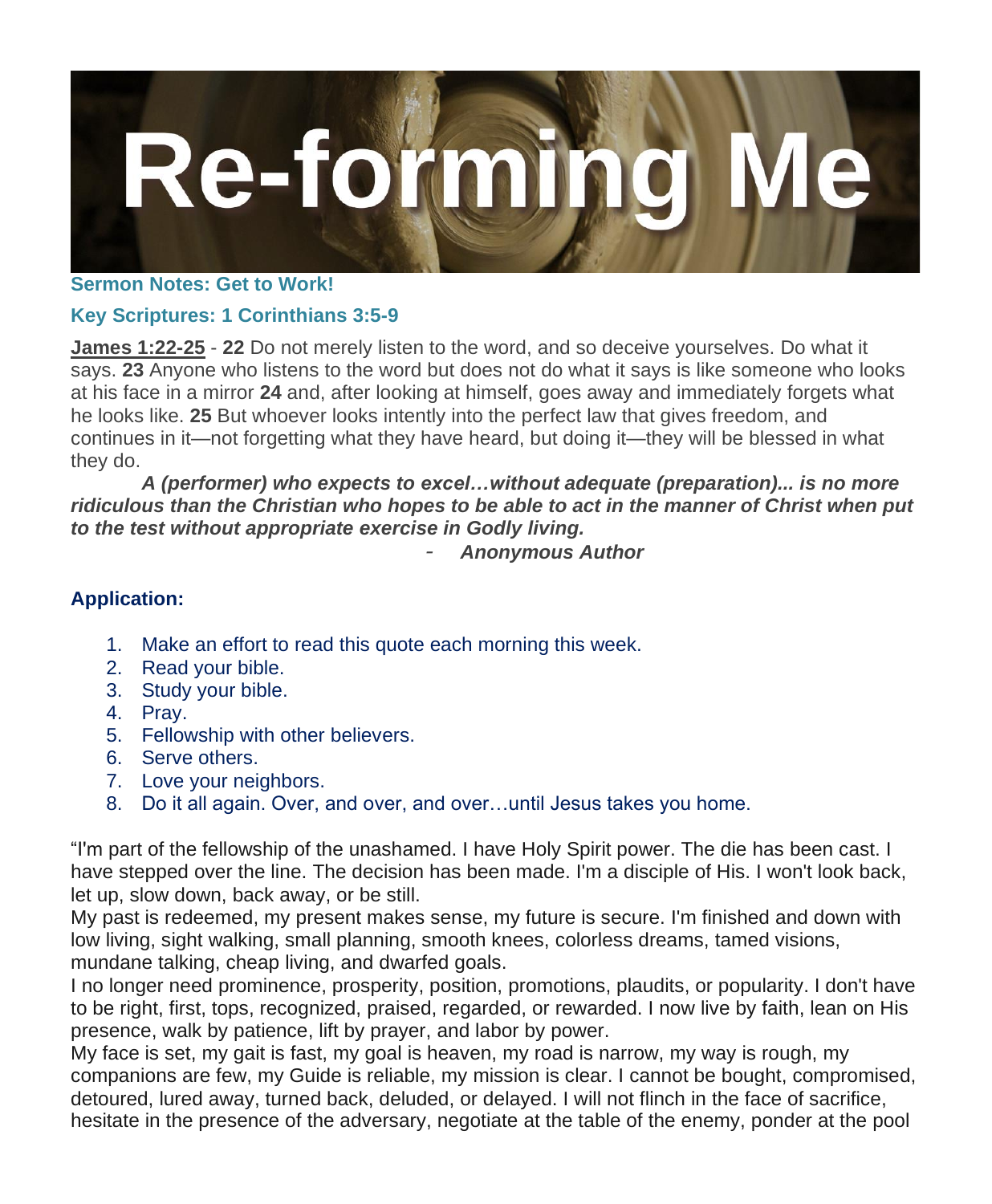# Re-forming Me

### Sermon Notes: Get to Work!

### Key Scriptures: 1 Corinthians 3:5-9

**James 1:22-25** - **22** Do not merely listen to the word, and so deceive yourselves. Do what it says. **23** Anyone who listens to the word but does not do what it says is like someone who looks at his face in a mirror **24** and, after looking at himself, goes away and immediately forgets what he looks like. **25** But whoever looks intently into the perfect law that gives freedom, and continues in it—not forgetting what they have heard, but doing it—they will be blessed in what they do.

***A (performer) who expects to excel…without adequate (preparation)... is no more ridiculous than the Christian who hopes to be able to act in the manner of Christ when put to the test without appropriate exercise in Godly living.***

- ***Anonymous Author***

### Application:

1. Make an effort to read this quote each morning this week.
2. Read your bible.
3. Study your bible.
4. Pray.
5. Fellowship with other believers.
6. Serve others.
7. Love your neighbors.
8. Do it all again. Over, and over, and over…until Jesus takes you home.

"I'm part of the fellowship of the unashamed. I have Holy Spirit power. The die has been cast. I have stepped over the line. The decision has been made. I'm a disciple of His. I won't look back, let up, slow down, back away, or be still.
My past is redeemed, my present makes sense, my future is secure. I'm finished and down with low living, sight walking, small planning, smooth knees, colorless dreams, tamed visions, mundane talking, cheap living, and dwarfed goals.
I no longer need prominence, prosperity, position, promotions, plaudits, or popularity. I don't have to be right, first, tops, recognized, praised, regarded, or rewarded. I now live by faith, lean on His presence, walk by patience, lift by prayer, and labor by power.
My face is set, my gait is fast, my goal is heaven, my road is narrow, my way is rough, my companions are few, my Guide is reliable, my mission is clear. I cannot be bought, compromised, detoured, lured away, turned back, deluded, or delayed. I will not flinch in the face of sacrifice, hesitate in the presence of the adversary, negotiate at the table of the enemy, ponder at the pool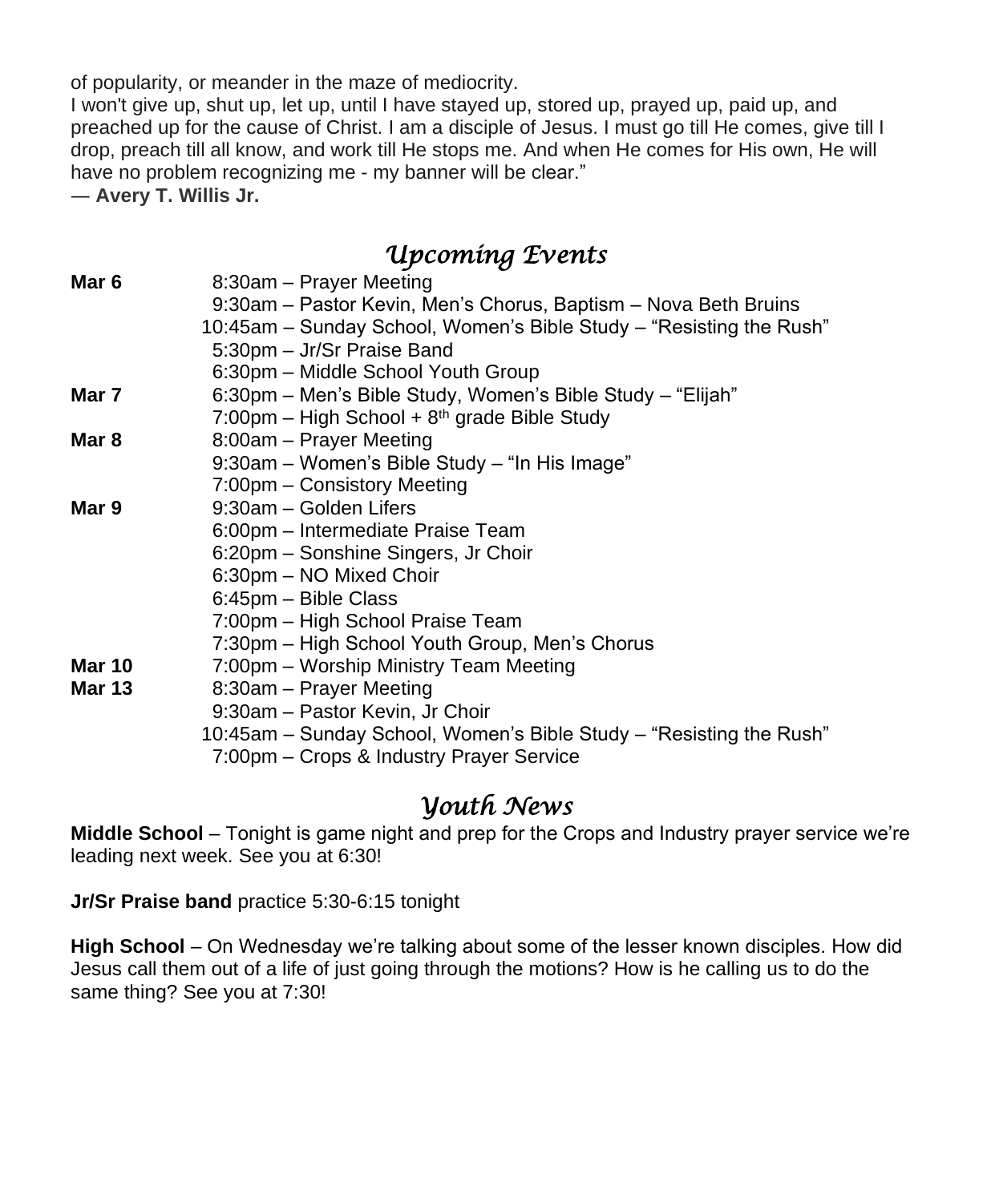of popularity, or meander in the maze of mediocrity.
I won't give up, shut up, let up, until I have stayed up, stored up, prayed up, paid up, and preached up for the cause of Christ. I am a disciple of Jesus. I must go till He comes, give till I drop, preach till all know, and work till He stops me. And when He comes for His own, He will have no problem recognizing me - my banner will be clear."
— **Avery T. Willis Jr.**

## *Upcoming Events*

| | |
|---|---|
| **Mar 6** | 8:30am – Prayer Meeting |
| | 9:30am – Pastor Kevin, Men's Chorus, Baptism – Nova Beth Bruins |
| | 10:45am – Sunday School, Women's Bible Study – "Resisting the Rush" |
| | 5:30pm – Jr/Sr Praise Band |
| | 6:30pm – Middle School Youth Group |
| **Mar 7** | 6:30pm – Men's Bible Study, Women's Bible Study – "Elijah" |
| | 7:00pm – High School + 8th grade Bible Study |
| **Mar 8** | 8:00am – Prayer Meeting |
| | 9:30am – Women's Bible Study – "In His Image" |
| | 7:00pm – Consistory Meeting |
| **Mar 9** | 9:30am – Golden Lifers |
| | 6:00pm – Intermediate Praise Team |
| | 6:20pm – Sonshine Singers, Jr Choir |
| | 6:30pm – NO Mixed Choir |
| | 6:45pm – Bible Class |
| | 7:00pm – High School Praise Team |
| | 7:30pm – High School Youth Group, Men's Chorus |
| **Mar 10** | 7:00pm – Worship Ministry Team Meeting |
| **Mar 13** | 8:30am – Prayer Meeting |
| | 9:30am – Pastor Kevin, Jr Choir |
| | 10:45am – Sunday School, Women's Bible Study – "Resisting the Rush" |
| | 7:00pm – Crops & Industry Prayer Service |

## *Youth News*

**Middle School** – Tonight is game night and prep for the Crops and Industry prayer service we're leading next week. See you at 6:30!

**Jr/Sr Praise band** practice 5:30-6:15 tonight

**High School** – On Wednesday we're talking about some of the lesser known disciples. How did Jesus call them out of a life of just going through the motions? How is he calling us to do the same thing? See you at 7:30!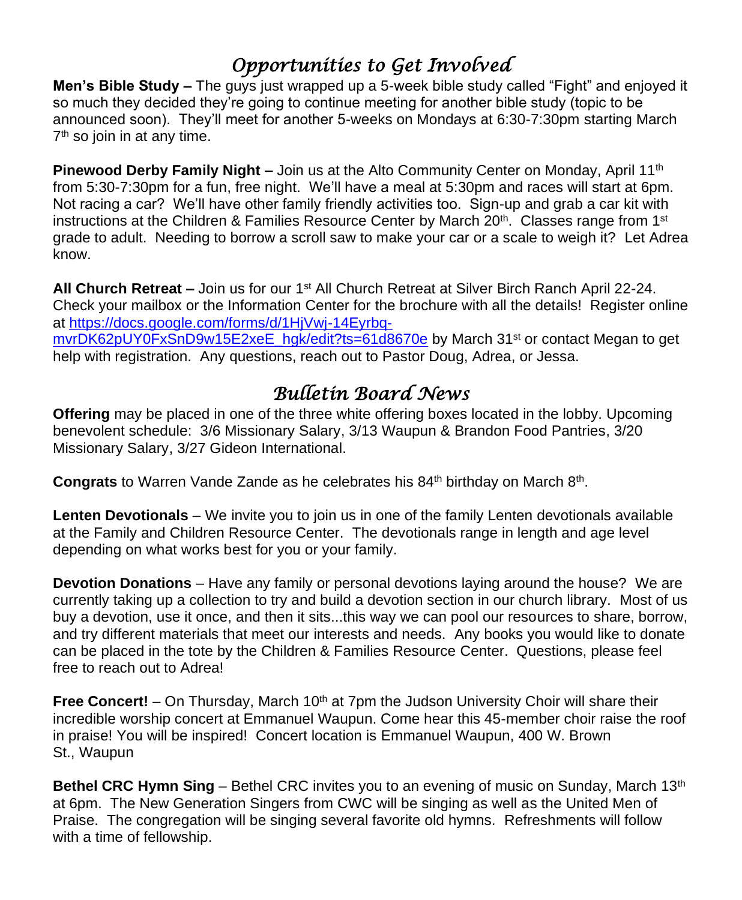# *Opportunities to Get Involved*

**Men's Bible Study –** The guys just wrapped up a 5-week bible study called "Fight" and enjoyed it so much they decided they're going to continue meeting for another bible study (topic to be announced soon). They'll meet for another 5-weeks on Mondays at 6:30-7:30pm starting March 7th so join in at any time.

**Pinewood Derby Family Night –** Join us at the Alto Community Center on Monday, April 11th from 5:30-7:30pm for a fun, free night. We'll have a meal at 5:30pm and races will start at 6pm. Not racing a car? We'll have other family friendly activities too. Sign-up and grab a car kit with instructions at the Children & Families Resource Center by March 20th. Classes range from 1st grade to adult. Needing to borrow a scroll saw to make your car or a scale to weigh it? Let Adrea know.

**All Church Retreat –** Join us for our 1st All Church Retreat at Silver Birch Ranch April 22-24. Check your mailbox or the Information Center for the brochure with all the details! Register online at https://docs.google.com/forms/d/1HjVwj-14Eyrbq-mvrDK62pUY0FxSnD9w15E2xeE_hgk/edit?ts=61d8670e by March 31st or contact Megan to get help with registration. Any questions, reach out to Pastor Doug, Adrea, or Jessa.

# *Bulletin Board News*

**Offering** may be placed in one of the three white offering boxes located in the lobby. Upcoming benevolent schedule: 3/6 Missionary Salary, 3/13 Waupun & Brandon Food Pantries, 3/20 Missionary Salary, 3/27 Gideon International.

**Congrats** to Warren Vande Zande as he celebrates his 84th birthday on March 8th.

**Lenten Devotionals** – We invite you to join us in one of the family Lenten devotionals available at the Family and Children Resource Center. The devotionals range in length and age level depending on what works best for you or your family.

**Devotion Donations** – Have any family or personal devotions laying around the house? We are currently taking up a collection to try and build a devotion section in our church library. Most of us buy a devotion, use it once, and then it sits...this way we can pool our resources to share, borrow, and try different materials that meet our interests and needs. Any books you would like to donate can be placed in the tote by the Children & Families Resource Center. Questions, please feel free to reach out to Adrea!

**Free Concert!** – On Thursday, March 10th at 7pm the Judson University Choir will share their incredible worship concert at Emmanuel Waupun. Come hear this 45-member choir raise the roof in praise! You will be inspired! Concert location is Emmanuel Waupun, 400 W. Brown St., Waupun

**Bethel CRC Hymn Sing** – Bethel CRC invites you to an evening of music on Sunday, March 13th at 6pm. The New Generation Singers from CWC will be singing as well as the United Men of Praise. The congregation will be singing several favorite old hymns. Refreshments will follow with a time of fellowship.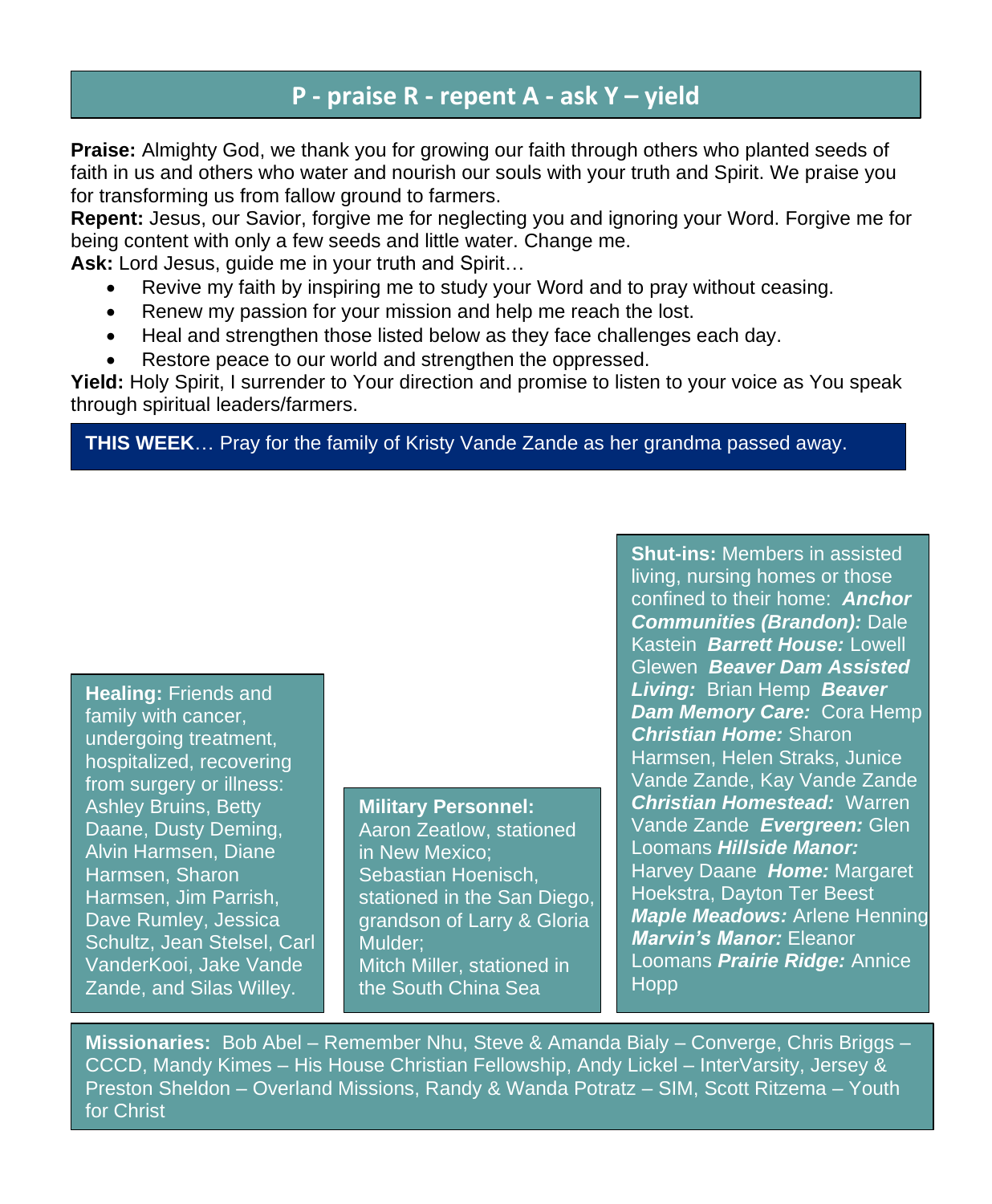## P - praise R - repent A - ask Y – yield

**Praise:** Almighty God, we thank you for growing our faith through others who planted seeds of faith in us and others who water and nourish our souls with your truth and Spirit. We praise you for transforming us from fallow ground to farmers.

**Repent:** Jesus, our Savior, forgive me for neglecting you and ignoring your Word. Forgive me for being content with only a few seeds and little water. Change me.

**Ask:** Lord Jesus, guide me in your truth and Spirit…

- Revive my faith by inspiring me to study your Word and to pray without ceasing.
- Renew my passion for your mission and help me reach the lost.
- Heal and strengthen those listed below as they face challenges each day.
- Restore peace to our world and strengthen the oppressed.

**Yield:** Holy Spirit, I surrender to Your direction and promise to listen to your voice as You speak through spiritual leaders/farmers.

**THIS WEEK**… Pray for the family of Kristy Vande Zande as her grandma passed away.

**Healing:** Friends and family with cancer, undergoing treatment, hospitalized, recovering from surgery or illness: Ashley Bruins, Betty Daane, Dusty Deming, Alvin Harmsen, Diane Harmsen, Sharon Harmsen, Jim Parrish, Dave Rumley, Jessica Schultz, Jean Stelsel, Carl VanderKooi, Jake Vande Zande, and Silas Willey.

**Military Personnel:** Aaron Zeatlow, stationed in New Mexico; Sebastian Hoenisch, stationed in the San Diego, grandson of Larry & Gloria Mulder; Mitch Miller, stationed in the South China Sea

**Shut-ins:** Members in assisted living, nursing homes or those confined to their home: ***Anchor Communities (Brandon):*** Dale Kastein ***Barrett House:*** Lowell Glewen ***Beaver Dam Assisted Living:*** Brian Hemp ***Beaver Dam Memory Care:*** Cora Hemp ***Christian Home:*** Sharon Harmsen, Helen Straks, Junice Vande Zande, Kay Vande Zande ***Christian Homestead:*** Warren Vande Zande ***Evergreen:*** Glen Loomans ***Hillside Manor:*** Harvey Daane ***Home:*** Margaret Hoekstra, Dayton Ter Beest ***Maple Meadows:*** Arlene Henning ***Marvin's Manor:*** Eleanor Loomans ***Prairie Ridge:*** Annice Hopp

**Missionaries:** Bob Abel – Remember Nhu, Steve & Amanda Bialy – Converge, Chris Briggs – CCCD, Mandy Kimes – His House Christian Fellowship, Andy Lickel – InterVarsity, Jersey & Preston Sheldon – Overland Missions, Randy & Wanda Potratz – SIM, Scott Ritzema – Youth for Christ